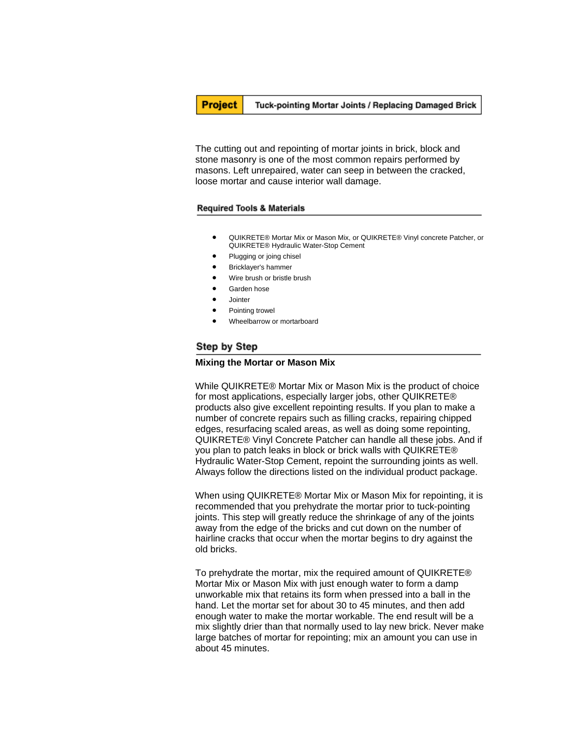**Project** | **Tuck-pointing Mortar Joints / Replacing Damaged Brick**

The cutting out and repointing of mortar joints in brick, block and stone masonry is one of the most common repairs performed by masons. Left unrepaired, water can seep in between the cracked, loose mortar and cause interior wall damage.

### Required Tools & Materials

- QUIKRETE® Mortar Mix or Mason Mix, or QUIKRETE® Vinyl concrete Patcher, or QUIKRETE® Hydraulic Water-Stop Cement
- Plugging or joing chisel
- Bricklayer's hammer
- Wire brush or bristle brush
- Garden hose
- Jointer
- Pointing trowel
- Wheelbarrow or mortarboard

## Step by Step

**Mixing the Mortar or Mason Mix**

While QUIKRETE® Mortar Mix or Mason Mix is the product of choice for most applications, especially larger jobs, other QUIKRETE® products also give excellent repointing results. If you plan to make a number of concrete repairs such as filling cracks, repairing chipped edges, resurfacing scaled areas, as well as doing some repointing, QUIKRETE® Vinyl Concrete Patcher can handle all these jobs. And if you plan to patch leaks in block or brick walls with QUIKRETE® Hydraulic Water-Stop Cement, repoint the surrounding joints as well. Always follow the directions listed on the individual product package.

When using QUIKRETE® Mortar Mix or Mason Mix for repointing, it is recommended that you prehydrate the mortar prior to tuck-pointing joints. This step will greatly reduce the shrinkage of any of the joints away from the edge of the bricks and cut down on the number of hairline cracks that occur when the mortar begins to dry against the old bricks.

To prehydrate the mortar, mix the required amount of QUIKRETE® Mortar Mix or Mason Mix with just enough water to form a damp unworkable mix that retains its form when pressed into a ball in the hand. Let the mortar set for about 30 to 45 minutes, and then add enough water to make the mortar workable. The end result will be a mix slightly drier than that normally used to lay new brick. Never make large batches of mortar for repointing; mix an amount you can use in about 45 minutes.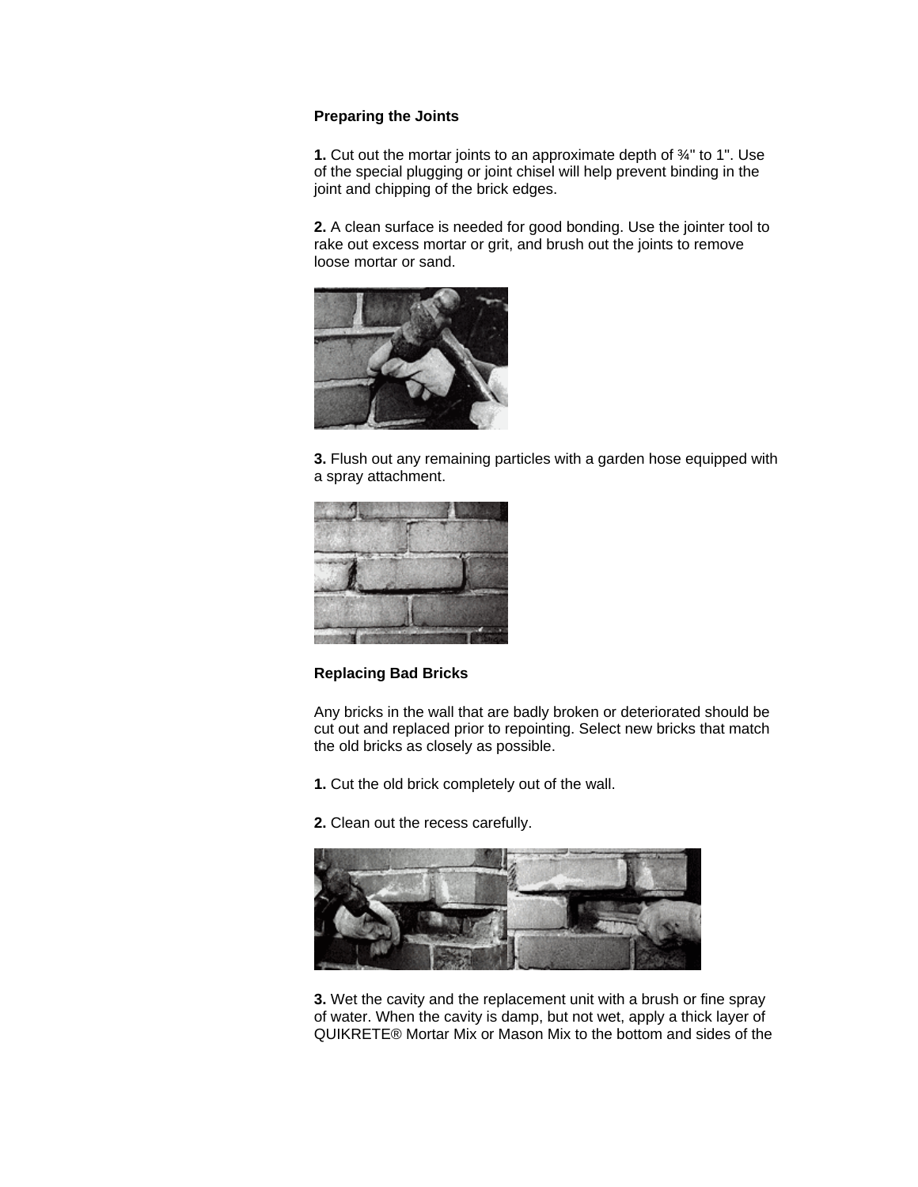**Preparing the Joints**

**1.** Cut out the mortar joints to an approximate depth of ¾" to 1". Use of the special plugging or joint chisel will help prevent binding in the joint and chipping of the brick edges.

**2.** A clean surface is needed for good bonding. Use the jointer tool to rake out excess mortar or grit, and brush out the joints to remove loose mortar or sand.

**3.** Flush out any remaining particles with a garden hose equipped with a spray attachment.

**Replacing Bad Bricks**

Any bricks in the wall that are badly broken or deteriorated should be cut out and replaced prior to repointing. Select new bricks that match the old bricks as closely as possible.

**1.** Cut the old brick completely out of the wall.

**2.** Clean out the recess carefully.

**3.** Wet the cavity and the replacement unit with a brush or fine spray of water. When the cavity is damp, but not wet, apply a thick layer of QUIKRETE® Mortar Mix or Mason Mix to the bottom and sides of the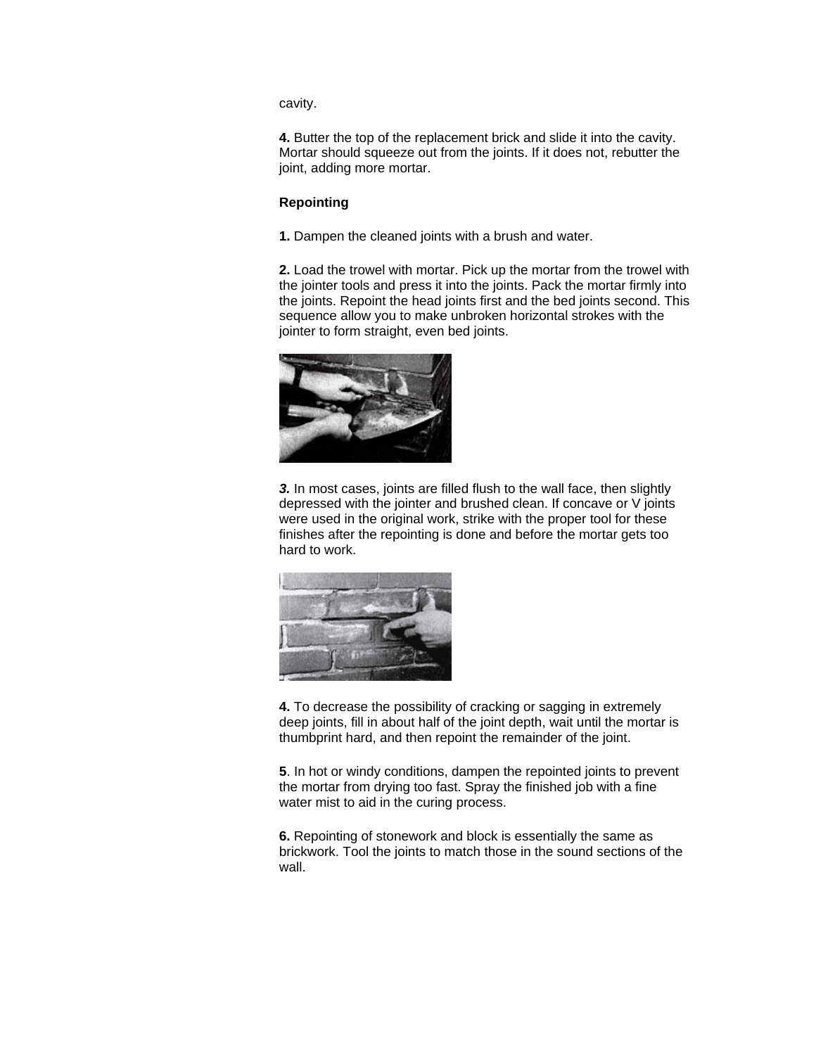cavity.

**4.** Butter the top of the replacement brick and slide it into the cavity. Mortar should squeeze out from the joints. If it does not, rebutter the joint, adding more mortar.

**Repointing**

**1.** Dampen the cleaned joints with a brush and water.

**2.** Load the trowel with mortar. Pick up the mortar from the trowel with the jointer tools and press it into the joints. Pack the mortar firmly into the joints. Repoint the head joints first and the bed joints second. This sequence allow you to make unbroken horizontal strokes with the jointer to form straight, even bed joints.

***3.*** In most cases, joints are filled flush to the wall face, then slightly depressed with the jointer and brushed clean. If concave or V joints were used in the original work, strike with the proper tool for these finishes after the repointing is done and before the mortar gets too hard to work.

**4.** To decrease the possibility of cracking or sagging in extremely deep joints, fill in about half of the joint depth, wait until the mortar is thumbprint hard, and then repoint the remainder of the joint.

**5**. In hot or windy conditions, dampen the repointed joints to prevent the mortar from drying too fast. Spray the finished job with a fine water mist to aid in the curing process.

**6.** Repointing of stonework and block is essentially the same as brickwork. Tool the joints to match those in the sound sections of the wall.